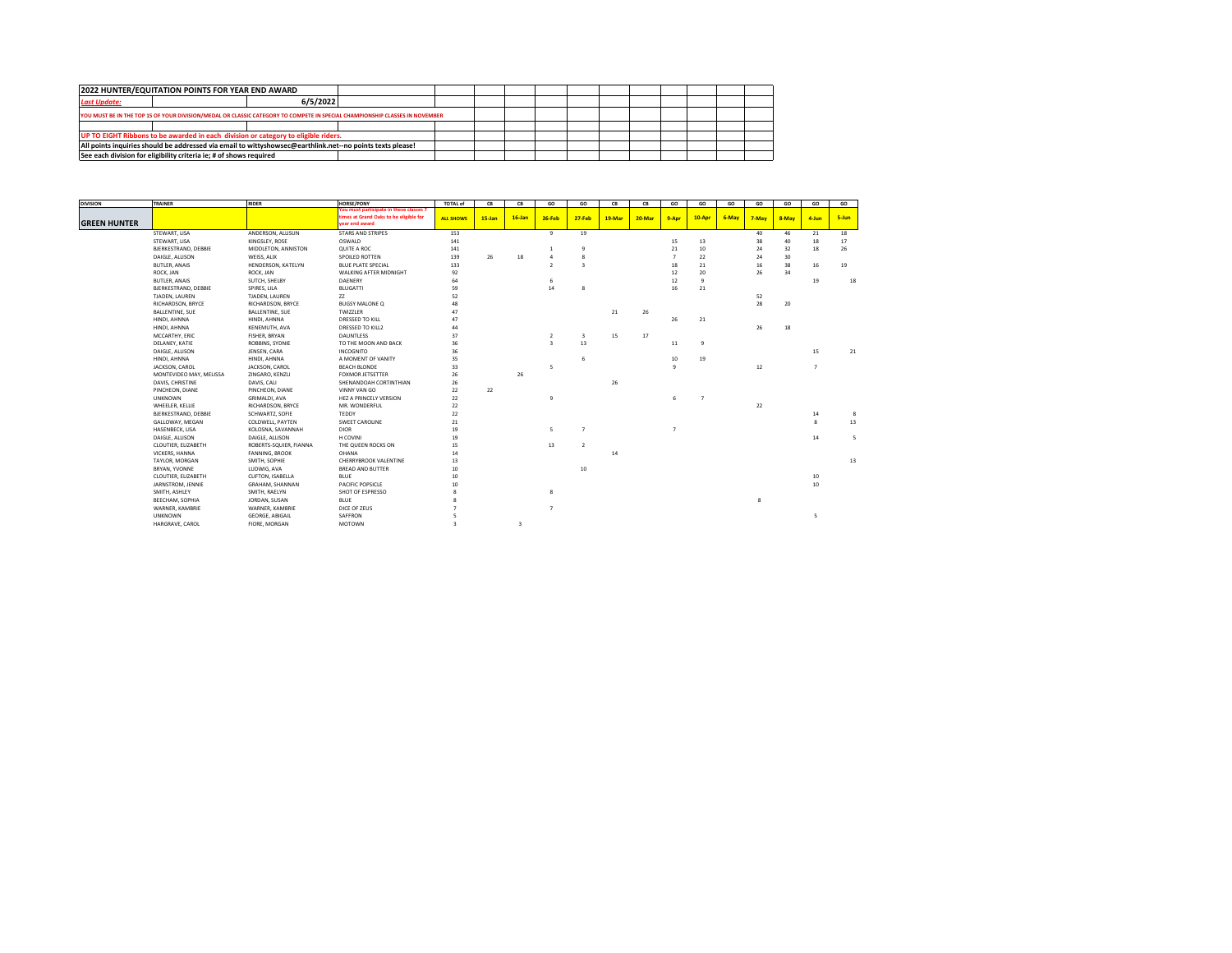| 2022 HUNTER/EQUITATION POINTS FOR YEAR END AWARD | |
|---|---|
| ***Last Update:*** | 6/5/2022 |
| **YOU MUST BE IN THE TOP 15 OF YOUR DIVISION/MEDAL OR CLASSIC CATEGORY TO COMPETE IN SPECIAL CHAMPIONSHIP CLASSES IN NOVEMBER** | |
| | |
| **UP TO EIGHT Ribbons to be awarded in each division or category to eligible riders.** | |
| **All points inquiries should be addressed via email to wittyshowsec@earthlink.net--no points texts please!** | |
| **See each division for eligibility criteria ie; # of shows required** | |

| DIVISION | TRAINER | RIDER | HORSE/PONY | TOTAL of | CB | CB | GO | GO | CB | CB | GO | GO | GO | GO | GO | GO | GO |
|---|---|---|---|---|---|---|---|---|---|---|---|---|---|---|---|---|---|
| **GREEN HUNTER** | | | You must participate in these classes 7 times at Grand Oaks to be eligible for year end award | ALL SHOWS | 15-Jan | 16-Jan | 26-Feb | 27-Feb | 19-Mar | 20-Mar | 9-Apr | 10-Apr | 6-May | 7-May | 8-May | 4-Jun | 5-Jun |
| | STEWART, LISA | ANDERSON, ALLISON | STARS AND STRIPES | 153 | | | 9 | 19 | | | | | | 40 | 46 | 21 | 18 |
| | STEWART, LISA | KINGSLEY, ROSE | OSWALD | 141 | | | | | | | 15 | 13 | | 38 | 40 | 18 | 17 |
| | BJERKESTRAND, DEBBIE | MIDDLETON, ANNISTON | QUITE A ROC | 141 | | | 1 | 9 | | | 21 | 10 | | 24 | 32 | 18 | 26 |
| | DAIGLE, ALLISON | WEISS, ALIX | SPOILED ROTTEN | 139 | 26 | 18 | 4 | 8 | | | 7 | 22 | | 24 | 30 | | |
| | BUTLER, ANAIS | HENDERSON, KATELYN | BLUE PLATE SPECIAL | 133 | | | 2 | 3 | | | 18 | 21 | | 16 | 38 | 16 | 19 |
| | ROCK, JAN | ROCK, JAN | WALKING AFTER MIDNIGHT | 92 | | | | | | | 12 | 20 | | 26 | 34 | | |
| | BUTLER, ANAIS | SUTCH, SHELBY | DAENERY | 64 | | | 6 | | | | 12 | 9 | | | | 19 | 18 |
| | BJERKESTRAND, DEBBIE | SPIRES, LILA | BLUGATTI | 59 | | | 14 | 8 | | | 16 | 21 | | | | | |
| | TJADEN, LAUREN | TJADEN, LAUREN | ZZ | 52 | | | | | | | | | | 52 | | | |
| | RICHARDSON, BRYCE | RICHARDSON, BRYCE | BUGSY MALONE Q | 48 | | | | | | | | | | 28 | 20 | | |
| | BALLENTINE, SUE | BALLENTINE, SUE | TWIZZLER | 47 | | | | | 21 | 26 | | | | | | | |
| | HINDI, AHNNA | HINDI, AHNNA | DRESSED TO KILL | 47 | | | | | | | 26 | 21 | | | | | |
| | HINDI, AHNNA | KENEMUTH, AVA | DRESSED TO KILL2 | 44 | | | | | | | | | | 26 | 18 | | |
| | MCCARTHY, ERIC | FISHER, BRYAN | DAUNTLESS | 37 | | | 2 | 3 | 15 | 17 | | | | | | | |
| | DELANEY, KATIE | ROBBINS, SYDNIE | TO THE MOON AND BACK | 36 | | | 3 | 13 | | | 11 | 9 | | | | | |
| | DAIGLE, ALLISON | JENSEN, CARA | INCOGNITO | 36 | | | | | | | | | | | | 15 | 21 |
| | HINDI, AHNNA | HINDI, AHNNA | A MOMENT OF VANITY | 35 | | | | 6 | | | 10 | 19 | | | | | |
| | JACKSON, CAROL | JACKSON, CAROL | BEACH BLONDE | 33 | | | 5 | | | | 9 | | | 12 | | 7 | |
| | MONTEVIDEO MAY, MELISSA | ZINGARO, KENZLI | FOXMOR JETSETTER | 26 | | 26 | | | | | | | | | | | |
| | DAVIS, CHRISTINE | DAVIS, CALI | SHENANDOAH CORTINTHIAN | 26 | | | | | 26 | | | | | | | | |
| | PINCHEON, DIANE | PINCHEON, DIANE | VINNY VAN GO | 22 | 22 | | | | | | | | | | | | |
| | UNKNOWN | GRIMALDI, AVA | HEZ A PRINCELY VERSION | 22 | | | 9 | | | | 6 | 7 | | | | | |
| | WHEELER, KELLIE | RICHARDSON, BRYCE | MR. WONDERFUL | 22 | | | | | | | | | | 22 | | | |
| | BJERKESTRAND, DEBBIE | SCHWARTZ, SOFIE | TEDDY | 22 | | | | | | | | | | | | 14 | 8 |
| | GALLOWAY, MEGAN | COLDWELL, PAYTEN | SWEET CAROLINE | 21 | | | | | | | | | | | | 8 | 13 |
| | HASENBECK, LISA | KOLOSNA, SAVANNAH | DIOR | 19 | | | 5 | 7 | | | 7 | | | | | | |
| | DAIGLE, ALLISON | DAIGLE, ALLISON | H COVINI | 19 | | | | | | | | | | | | 14 | 5 |
| | CLOUTIER, ELIZABETH | ROBERTS-SQUIER, FIANNA | THE QUEEN ROCKS ON | 15 | | | 13 | 2 | | | | | | | | | |
| | VICKERS, HANNA | FANNING, BROOK | OHANA | 14 | | | | | 14 | | | | | | | | |
| | TAYLOR, MORGAN | SMITH, SOPHIE | CHERRYBROOK VALENTINE | 13 | | | | | | | | | | | | | 13 |
| | BRYAN, YVONNE | LUDWIG, AVA | BREAD AND BUTTER | 10 | | | | 10 | | | | | | | | | |
| | CLOUTIER, ELIZABETH | CLIFTON, ISABELLA | BLUE | 10 | | | | | | | | | | | | 10 | |
| | JARNSTROM, JENNIE | GRAHAM, SHANNAN | PACIFIC POPSICLE | 10 | | | | | | | | | | | | 10 | |
| | SMITH, ASHLEY | SMITH, RAELYN | SHOT OF ESPRESSO | 8 | | | 8 | | | | | | | | | | |
| | BEECHAM, SOPHIA | JORDAN, SUSAN | BLUE | 8 | | | | | | | | | | 8 | | | |
| | WARNER, KAMBRIE | WARNER, KAMBRIE | DICE OF ZEUS | 7 | | | 7 | | | | | | | | | | |
| | UNKNOWN | GEORGE, ABIGAIL | SAFFRON | 5 | | | | | | | | | | | | 5 | |
| | HARGRAVE, CAROL | FIORE, MORGAN | MOTOWN | 3 | | 3 | | | | | | | | | | | |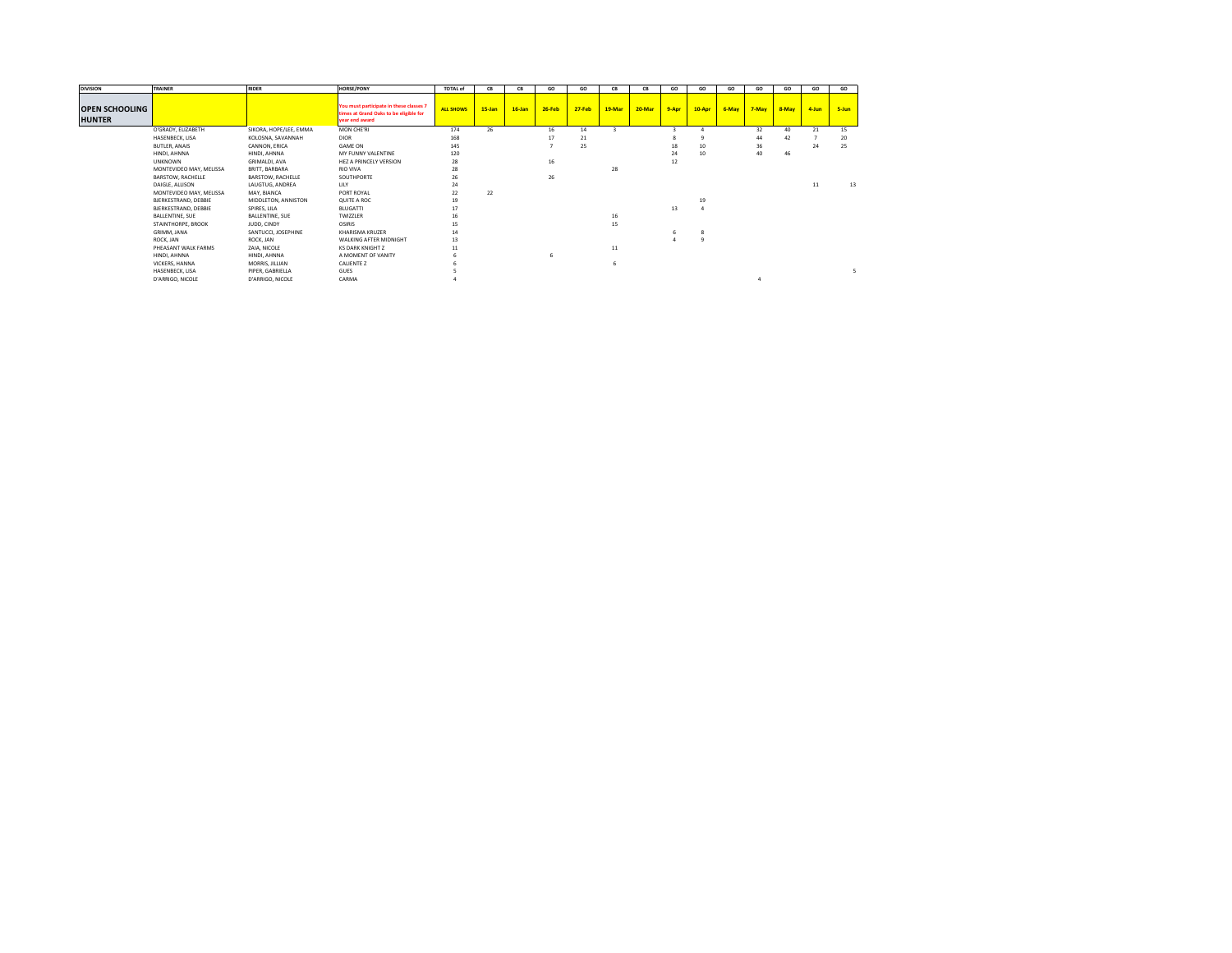| DIVISION | TRAINER | RIDER | HORSE/PONY | TOTAL of | CB | CB | GO | GO | CB | CB | GO | GO | GO | GO | GO | GO | GO |
|---|---|---|---|---|---|---|---|---|---|---|---|---|---|---|---|---|---|
| **OPEN SCHOOLING HUNTER** | | | You must participate in these classes 7 times at Grand Oaks to be eligible for year end award | **ALL SHOWS** | **15-Jan** | **16-Jan** | **26-Feb** | **27-Feb** | **19-Mar** | **20-Mar** | **9-Apr** | **10-Apr** | **6-May** | **7-May** | **8-May** | **4-Jun** | **5-Jun** |
| | O'GRADY, ELIZABETH | SIKORA, HOPE/LEE, EMMA | MON CHE'RI | 174 | 26 | | 16 | 14 | 3 | | 3 | 4 | | 32 | 40 | 21 | 15 |
| | HASENBECK, LISA | KOLOSNA, SAVANNAH | DIOR | 168 | | | 17 | 21 | | | 8 | 9 | | 44 | 42 | 7 | 20 |
| | BUTLER, ANAIS | CANNON, ERICA | GAME ON | 145 | | | 7 | 25 | | | 18 | 10 | | 36 | | 24 | 25 |
| | HINDI, AHNNA | HINDI, AHNNA | MY FUNNY VALENTINE | 120 | | | | | | | 24 | 10 | | 40 | 46 | | |
| | UNKNOWN | GRIMALDI, AVA | HEZ A PRINCELY VERSION | 28 | | | 16 | | | | 12 | | | | | | |
| | MONTEVIDEO MAY, MELISSA | BRITT, BARBARA | RIO VIVA | 28 | | | | | 28 | | | | | | | | |
| | BARSTOW, RACHELLE | BARSTOW, RACHELLE | SOUTHPORTE | 26 | | | 26 | | | | | | | | | | |
| | DAIGLE, ALLISON | LAUGTUG, ANDREA | LILY | 24 | | | | | | | | | | | | 11 | 13 |
| | MONTEVIDEO MAY, MELISSA | MAY, BIANCA | PORT ROYAL | 22 | 22 | | | | | | | | | | | | |
| | BJERKESTRAND, DEBBIE | MIDDLETON, ANNISTON | QUITE A ROC | 19 | | | | | | | | 19 | | | | | |
| | BJERKESTRAND, DEBBIE | SPIRES, LILA | BLUGATTI | 17 | | | | | | | 13 | 4 | | | | | |
| | BALLENTINE, SUE | BALLENTINE, SUE | TWIZZLER | 16 | | | | | 16 | | | | | | | | |
| | STAINTHORPE, BROOK | JUDD, CINDY | OSIRIS | 15 | | | | | 15 | | | | | | | | |
| | GRIMM, JANA | SANTUCCI, JOSEPHINE | KHARISMA KRUZER | 14 | | | | | | | 6 | 8 | | | | | |
| | ROCK, JAN | ROCK, JAN | WALKING AFTER MIDNIGHT | 13 | | | | | | | 4 | 9 | | | | | |
| | PHEASANT WALK FARMS | ZAIA, NICOLE | KS DARK KNIGHT Z | 11 | | | | | 11 | | | | | | | | |
| | HINDI, AHNNA | HINDI, AHNNA | A MOMENT OF VANITY | 6 | | | 6 | | | | | | | | | | |
| | VICKERS, HANNA | MORRIS, JILLIAN | CALIENTE Z | 6 | | | | | 6 | | | | | | | | |
| | HASENBECK, LISA | PIPER, GABRIELLA | GUES | 5 | | | | | | | | | | | | | 5 |
| | D'ARRIGO, NICOLE | D'ARRIGO, NICOLE | CARMA | 4 | | | | | | | | | | 4 | | | |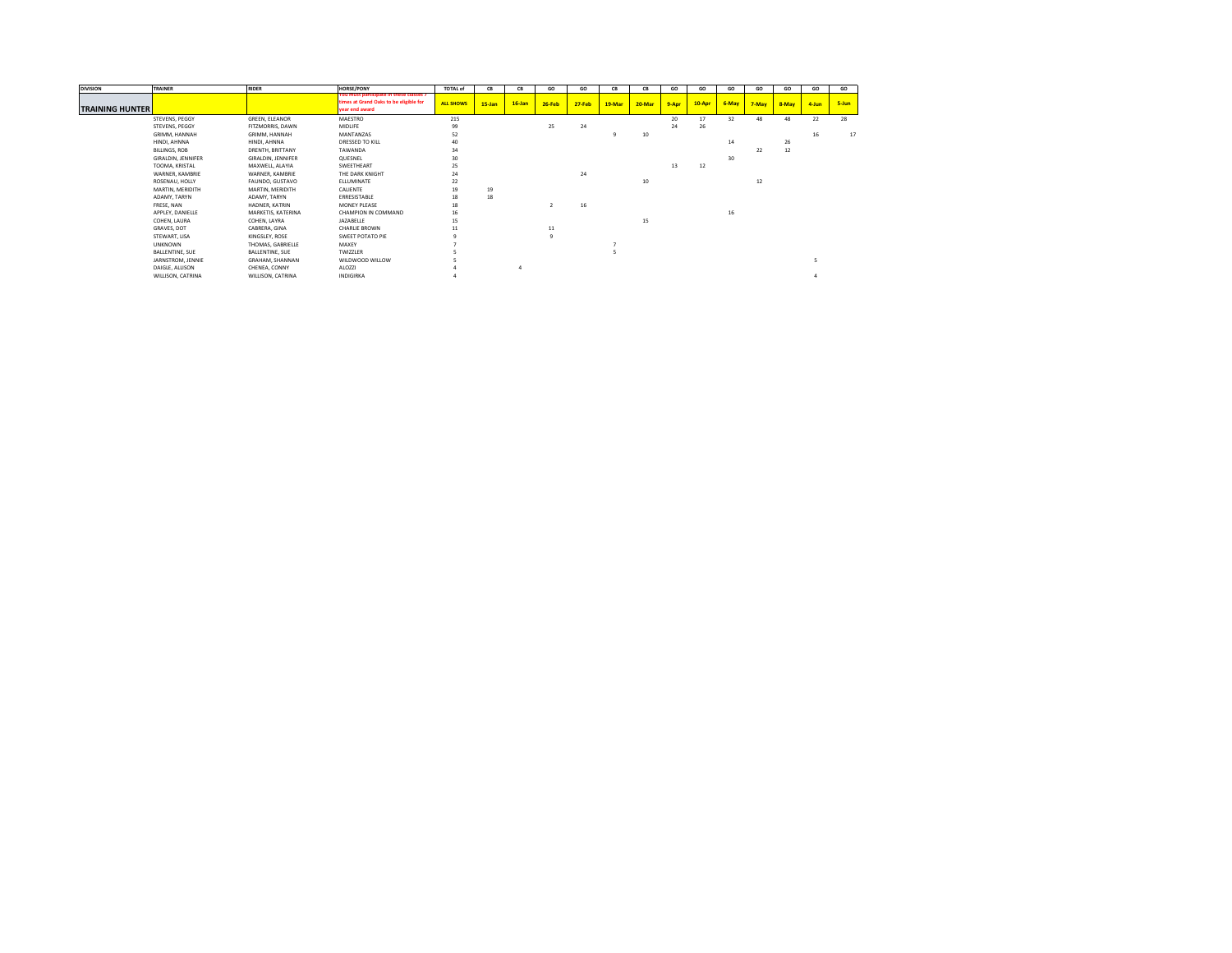| DIVISION | TRAINER | RIDER | HORSE/PONY | TOTAL of | CB | CB | GO | GO | CB | CB | GO | GO | GO | GO | GO | GO | GO |
|---|---|---|---|---|---|---|---|---|---|---|---|---|---|---|---|---|---|
| **TRAINING HUNTER** | | | You must participate in these classes 7 times at Grand Oaks to be eligible for year end award | ALL SHOWS | 15-Jan | 16-Jan | 26-Feb | 27-Feb | 19-Mar | 20-Mar | 9-Apr | 10-Apr | 6-May | 7-May | 8-May | 4-Jun | 5-Jun |
| | STEVENS, PEGGY | GREEN, ELEANOR | MAESTRO | 215 | | | 25 | 24 | | | 20 | 17 | 32 | 48 | 48 | 22 | 28 |
| | STEVENS, PEGGY | FITZMORRIS, DAWN | MIDLIFE | 99 | | | | | | | 24 | 26 | | | | | |
| | GRIMM, HANNAH | GRIMM, HANNAH | MANTANZAS | 52 | | | | | 9 | 10 | | | | | | 16 | 17 |
| | HINDI, AHNNA | HINDI, AHNNA | DRESSED TO KILL | 40 | | | | | | | | | 14 | | 26 | | |
| | BILLINGS, ROB | DRENTH, BRITTANY | TAWANDA | 34 | | | | | | | | | | 22 | 12 | | |
| | GIRALDIN, JENNIFER | GIRALDIN, JENNIFER | QUESNEL | 30 | | | | | | | | | 30 | | | | |
| | TOOMA, KRISTAL | MAXWELL, ALAYIA | SWEETHEART | 25 | | | | | | | 13 | 12 | | | | | |
| | WARNER, KAMBRIE | WARNER, KAMBRIE | THE DARK KNIGHT | 24 | | | | 24 | | | | | | | | | |
| | ROSENAU, HOLLY | FAUNDO, GUSTAVO | ELLUMINATE | 22 | | | | | | 10 | | | | 12 | | | |
| | MARTIN, MERIDITH | MARTIN, MERIDITH | CALIENTE | 19 | 19 | | | | | | | | | | | | |
| | ADAMY, TARYN | ADAMY, TARYN | ERRESISTABLE | 18 | 18 | | | | | | | | | | | | |
| | FRESE, NAN | HADNER, KATRIN | MONEY PLEASE | 18 | | | 2 | 16 | | | | | | | | | |
| | APPLEY, DANIELLE | MARKETIS, KATERINA | CHAMPION IN COMMAND | 16 | | | | | | | | | 16 | | | | |
| | COHEN, LAURA | COHEN, LAYRA | JAZABELLE | 15 | | | | | | 15 | | | | | | | |
| | GRAVES, DOT | CABRERA, GINA | CHARLIE BROWN | 11 | | | 11 | | | | | | | | | | |
| | STEWART, LISA | KINGSLEY, ROSE | SWEET POTATO PIE | 9 | | | 9 | | | | | | | | | | |
| | UNKNOWN | THOMAS, GABRIELLE | MAXEY | 7 | | | | | 7 | | | | | | | | |
| | BALLENTINE, SUE | BALLENTINE, SUE | TWIZZLER | 5 | | | | | 5 | | | | | | | | |
| | JARNSTROM, JENNIE | GRAHAM, SHANNAN | WILDWOOD WILLOW | 5 | | | | | | | | | | | | 5 | |
| | DAIGLE, ALLISON | CHENEA, CONNY | ALOZZI | 4 | | 4 | | | | | | | | | | | |
| | WILLISON, CATRINA | WILLISON, CATRINA | INDIGIRKA | 4 | | | | | | | | | | | | 4 | |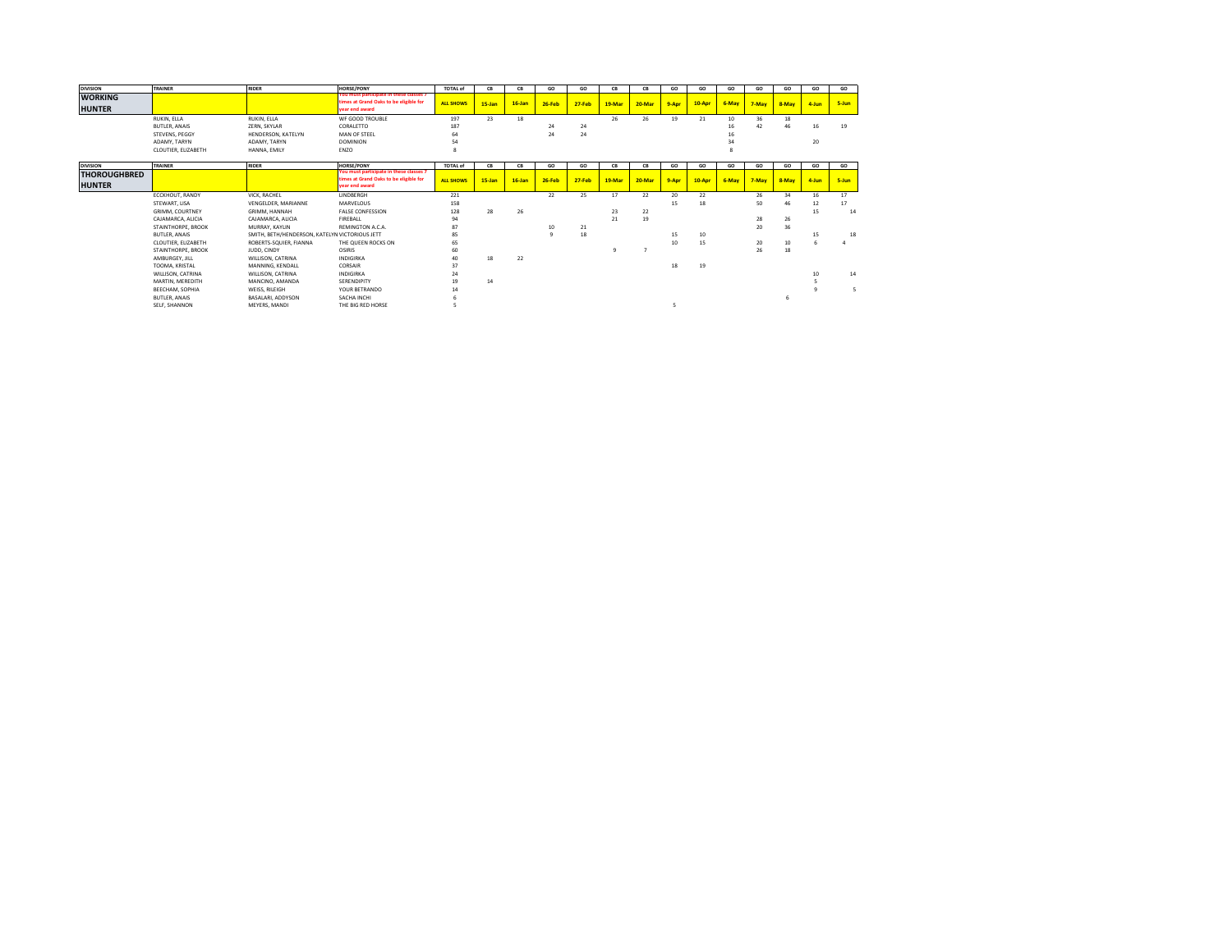| DIVISION | TRAINER | RIDER | HORSE/PONY | TOTAL of | CB | CB | GO | GO | CB | CB | GO | GO | GO | GO | GO | GO | GO |
|---|---|---|---|---|---|---|---|---|---|---|---|---|---|---|---|---|---|
| **WORKING HUNTER** | | | You must participate in these classes 7 times at Grand Oaks to be eligible for year end award | ALL SHOWS | 15-Jan | 16-Jan | 26-Feb | 27-Feb | 19-Mar | 20-Mar | 9-Apr | 10-Apr | 6-May | 7-May | 8-May | 4-Jun | 5-Jun |
| | RUKIN, ELLA | RUKIN, ELLA | WF GOOD TROUBLE | 197 | 23 | 18 | | | 26 | 26 | 19 | 21 | 10 | 36 | 18 | | |
| | BUTLER, ANAIS | ZERN, SKYLAR | CORALETTO | 187 | | | 24 | 24 | | | | | 16 | 42 | 46 | 16 | 19 |
| | STEVENS, PEGGY | HENDERSON, KATELYN | MAN OF STEEL | 64 | | | 24 | 24 | | | | | 16 | | | | |
| | ADAMY, TARYN | ADAMY, TARYN | DOMINION | 54 | | | | | | | | | 34 | | | 20 | |
| | CLOUTIER, ELIZABETH | HANNA, EMILY | ENZO | 8 | | | | | | | | | 8 | | | | |

| DIVISION | TRAINER | RIDER | HORSE/PONY | TOTAL of | CB | CB | GO | GO | CB | CB | GO | GO | GO | GO | GO | GO | GO |
|---|---|---|---|---|---|---|---|---|---|---|---|---|---|---|---|---|---|
| **THOROUGHBRED HUNTER** | | | You must participate in these classes 7 times at Grand Oaks to be eligible for year end award | ALL SHOWS | 15-Jan | 16-Jan | 26-Feb | 27-Feb | 19-Mar | 20-Mar | 9-Apr | 10-Apr | 6-May | 7-May | 8-May | 4-Jun | 5-Jun |
| | ECKHOUT, RANDY | VICK, RACHEL | LINDBERGH | 221 | | | 22 | 25 | 17 | 22 | 20 | 22 | | 26 | 34 | 16 | 17 |
| | STEWART, LISA | VENGELDER, MARIANNE | MARVELOUS | 158 | | | | | | | 15 | 18 | | 50 | 46 | 12 | 17 |
| | GRIMM, COURTNEY | GRIMM, HANNAH | FALSE CONFESSION | 128 | 28 | 26 | | | 23 | 22 | | | | | | 15 | 14 |
| | CAJAMARCA, ALICIA | CAJAMARCA, ALICIA | FIREBALL | 94 | | | | | 21 | 19 | | | | 28 | 26 | | |
| | STAINTHORPE, BROOK | MURRAY, KAYLIN | REMINGTON A.C.A. | 87 | | | 10 | 21 | | | | | | 20 | 36 | | |
| | BUTLER, ANAIS | SMITH, BETH/HENDERSON, KATELYN | VICTORIOUS JETT | 85 | | | 9 | 18 | | | | | | | | 15 | 18 |
| | CLOUTIER, ELIZABETH | ROBERTS-SQUIER, FIANNA | THE QUEEN ROCKS ON | 65 | | | | | | | 10 | 15 | | 20 | 10 | 6 | 4 |
| | STAINTHORPE, BROOK | JUDD, CINDY | OSIRIS | 60 | | | | | 9 | 7 | | | | 26 | 18 | | |
| | AMBURGEY, JILL | WILLISON, CATRINA | INDIGIRKA | 40 | 18 | 22 | | | | | | | | | | | |
| | TOOMA, KRISTAL | MANNING, KENDALL | CORSAIR | 37 | | | | | | | 18 | 19 | | | | | |
| | WILLISON, CATRINA | WILLISON, CATRINA | INDIGIRKA | 24 | | | | | | | | | | | | 10 | 14 |
| | MARTIN, MEREDITH | MANCINO, AMANDA | SERENDIPITY | 19 | 14 | | | | | | | | | | | 5 | |
| | BEECHAM, SOPHIA | WEISS, RILEIGH | YOUR BETRANDO | 14 | | | | | | | | | | | | 9 | 5 |
| | BUTLER, ANAIS | BASALARI, ADDYSON | SACHA INCHI | 6 | | | | | | | | | | | 6 | | |
| | SELF, SHANNON | MEYERS, MANDI | THE BIG RED HORSE | 5 | | | | | | | 5 | | | | | | |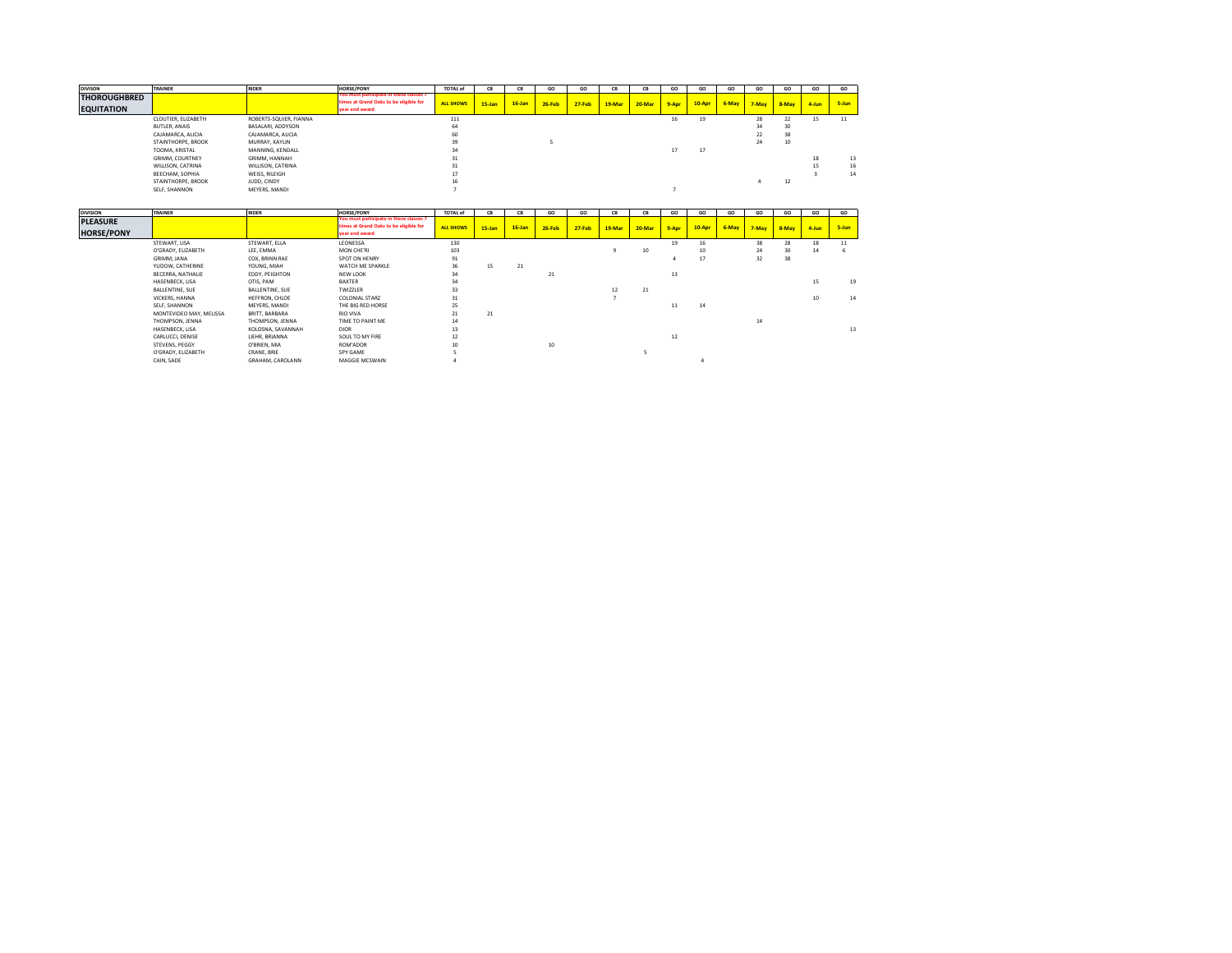| DIVISON | TRAINER | RIDER | HORSE/PONY | TOTAL of | CB | CB | GO | GO | CB | CB | GO | GO | GO | GO | GO | GO | GO |
|---|---|---|---|---|---|---|---|---|---|---|---|---|---|---|---|---|---|
| THOROUGHBRED EQUITATION | | | You must participate in these classes 7 times at Grand Oaks to be eligible for year end award | ALL SHOWS | 15-Jan | 16-Jan | 26-Feb | 27-Feb | 19-Mar | 20-Mar | 9-Apr | 10-Apr | 6-May | 7-May | 8-May | 4-Jun | 5-Jun |
| | CLOUTIER, ELIZABETH | ROBERTS-SQUIER, FIANNA | | 111 | | | | | | | 16 | 19 | | 28 | 22 | 15 | 11 |
| | BUTLER, ANAIS | BASALARI, ADDYSON | | 64 | | | | | | | | | | 34 | 30 | | |
| | CAJAMARCA, ALICIA | CAJAMARCA, ALICIA | | 60 | | | | | | | | | | 22 | 38 | | |
| | STAINTHORPE, BROOK | MURRAY, KAYLIN | | 39 | | | 5 | | | | | | | 24 | 10 | | |
| | TOOMA, KRISTAL | MANNING, KENDALL | | 34 | | | | | | | 17 | 17 | | | | | |
| | GRIMM, COURTNEY | GRIMM, HANNAH | | 31 | | | | | | | | | | | | 18 | 13 |
| | WILLISON, CATRINA | WILLISON, CATRINA | | 31 | | | | | | | | | | | | 15 | 16 |
| | BEECHAM, SOPHIA | WEISS, RILEIGH | | 17 | | | | | | | | | | | | 3 | 14 |
| | STAINTHORPE, BROOK | JUDD, CINDY | | 16 | | | | | | | | | | 4 | 12 | | |
| | SELF, SHANNON | MEYERS, MANDI | | 7 | | | | | | | 7 | | | | | | |

| DIVISION | TRAINER | RIDER | HORSE/PONY | TOTAL of | CB | CB | GO | GO | CB | CB | GO | GO | GO | GO | GO | GO | GO |
|---|---|---|---|---|---|---|---|---|---|---|---|---|---|---|---|---|---|
| PLEASURE HORSE/PONY | | | You must participate in these classes 7 times at Grand Oaks to be eligible for year end award | ALL SHOWS | 15-Jan | 16-Jan | 26-Feb | 27-Feb | 19-Mar | 20-Mar | 9-Apr | 10-Apr | 6-May | 7-May | 8-May | 4-Jun | 5-Jun |
| | STEWART, LISA | STEWART, ELLA | LEONESSA | 130 | | | | | | | 19 | 16 | | 38 | 28 | 18 | 11 |
| | O'GRADY, ELIZABETH | LEE, EMMA | MON CHE'RI | 103 | | | | | 9 | 10 | | 10 | | 24 | 30 | 14 | 6 |
| | GRIMM, JANA | COX, BRINN RAE | SPOT ON HENRY | 91 | | | | | | | 4 | 17 | | 32 | 38 | | |
| | YUDOW, CATHERINE | YOUNG, MIAH | WATCH ME SPARKLE | 36 | 15 | 21 | | | | | | | | | | | |
| | BECERRA, NATHALIE | EDDY, PEIGHTON | NEW LOOK | 34 | | | 21 | | | | 13 | | | | | | |
| | HASENBECK, LISA | OTIS, PAM | BAXTER | 34 | | | | | | | | | | | | 15 | 19 |
| | BALLENTINE, SUE | BALLENTINE, SUE | TWIZZLER | 33 | | | | | 12 | 21 | | | | | | | |
| | VICKERS, HANNA | HEFFRON, CHLOE | COLONIAL STARZ | 31 | | | | | 7 | | | | | | | 10 | 14 |
| | SELF, SHANNON | MEYERS, MANDI | THE BIG RED HORSE | 25 | | | | | | | 11 | 14 | | | | | |
| | MONTEVIDEO MAY, MELISSA | BRITT, BARBARA | RIO VIVA | 21 | 21 | | | | | | | | | | | | |
| | THOMPSON, JENNA | THOMPSON, JENNA | TIME TO PAINT ME | 14 | | | | | | | | | | 14 | | | |
| | HASENBECK, LISA | KOLOSNA, SAVANNAH | DIOR | 13 | | | | | | | | | | | | | 13 |
| | CARLUCCI, DENISE | LIEHR, BRIANNA | SOUL TO MY FIRE | 12 | | | | | | | 12 | | | | | | |
| | STEVENS, PEGGY | O'BRIEN, MIA | ROM'ADOR | 10 | | | 10 | | | | | | | | | | |
| | O'GRADY, ELIZABETH | CRANE, BRIE | SPY GAME | 5 | | | | | | 5 | | | | | | | |
| | CAIN, SADE | GRAHAM, CAROLANN | MAGGIE MCSWAIN | 4 | | | | | | | | 4 | | | | | |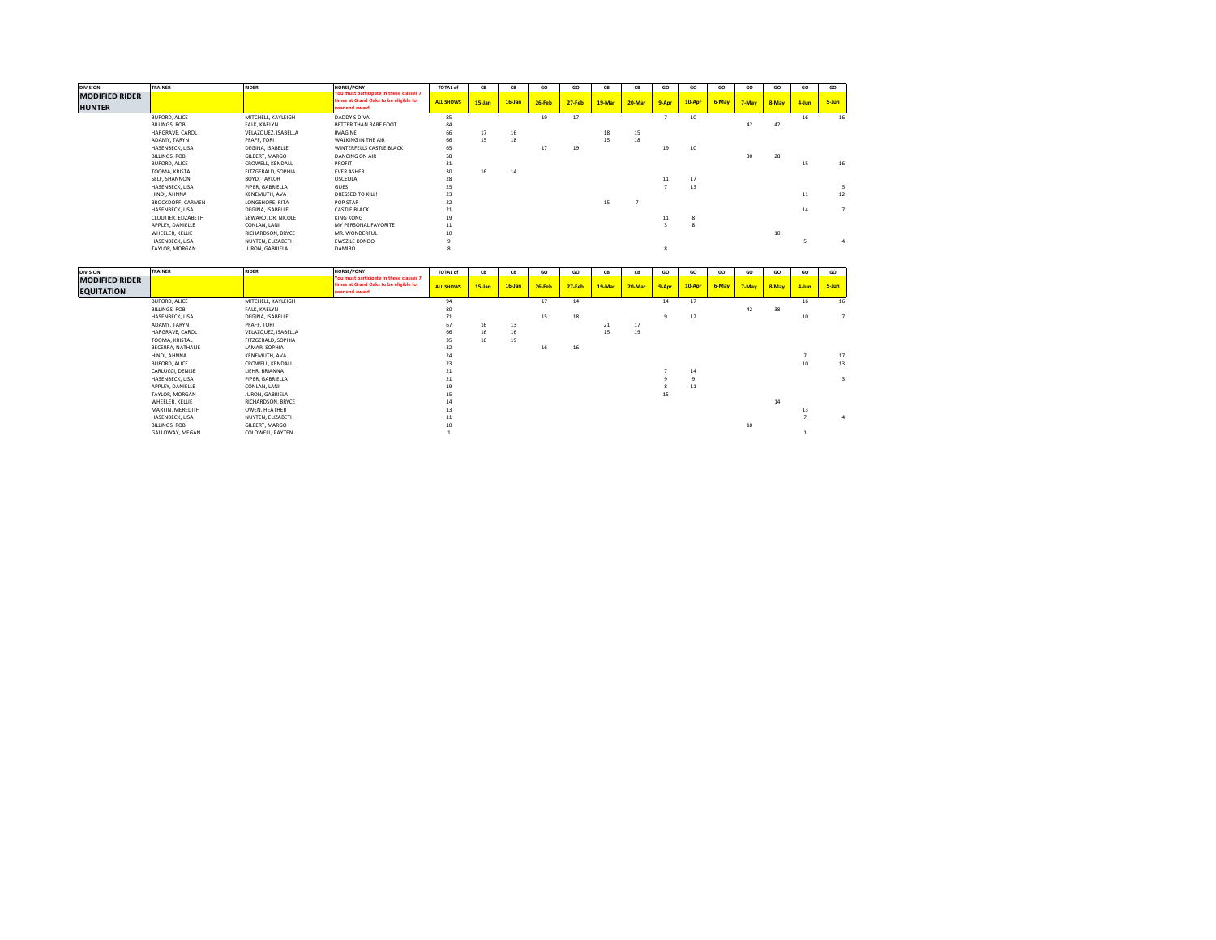| DIVISION | TRAINER | RIDER | HORSE/PONY | TOTAL of | CB | CB | GO | GO | CB | CB | GO | GO | GO | GO | GO | GO | GO |
|---|---|---|---|---|---|---|---|---|---|---|---|---|---|---|---|---|---|
| **MODIFIED RIDER HUNTER** | | | You must participate in these classes 7 times at Grand Oaks to be eligible for year end award | ALL SHOWS | 15-Jan | 16-Jan | 26-Feb | 27-Feb | 19-Mar | 20-Mar | 9-Apr | 10-Apr | 6-May | 7-May | 8-May | 4-Jun | 5-Jun |
| | BUFORD, ALICE | MITCHELL, KAYLEIGH | DADDY'S DIVA | 85 | | | 19 | 17 | | | 7 | 10 | | | | 16 | 16 |
| | BILLINGS, ROB | FALK, KAELYN | BETTER THAN BARE FOOT | 84 | | | | | | | | | | 42 | 42 | | |
| | HARGRAVE, CAROL | VELAZQUEZ, ISABELLA | IMAGINE | 66 | 17 | 16 | | | 18 | 15 | | | | | | | |
| | ADAMY, TARYN | PFAFF, TORI | WALKING IN THE AIR | 66 | 15 | 18 | | | 15 | 18 | | | | | | | |
| | HASENBECK, LISA | DEGINA, ISABELLE | WINTERFELLS CASTLE BLACK | 65 | | | 17 | 19 | | | 19 | 10 | | | | | |
| | BILLINGS, ROB | GILBERT, MARGO | DANCING ON AIR | 58 | | | | | | | | | | 30 | 28 | | |
| | BUFORD, ALICE | CROWELL, KENDALL | PROFIT | 31 | | | | | | | | | | | | 15 | 16 |
| | TOOMA, KRISTAL | FITZGERALD, SOPHIA | EVER ASHER | 30 | 16 | 14 | | | | | | | | | | | |
| | SELF, SHANNON | BOYD, TAYLOR | OSCEOLA | 28 | | | | | | | 11 | 17 | | | | | |
| | HASENBECK, LISA | PIPER, GABRIELLA | GUES | 25 | | | | | | | 7 | 13 | | | | | 5 |
| | HINDI, AHNNA | KENEMUTH, AVA | DRESSED TO KILL! | 23 | | | | | | | | | | | | 11 | 12 |
| | BROCKDORF, CARMEN | LONGSHORE, RITA | POP STAR | 22 | | | | | 15 | 7 | | | | | | | |
| | HASENBECK, LISA | DEGINA, ISABELLE | CASTLE BLACK | 21 | | | | | | | | | | | | 14 | 7 |
| | CLOUTIER, ELIZABETH | SEWARD, DR. NICOLE | KING KONG | 19 | | | | | | | 11 | 8 | | | | | |
| | APPLEY, DANIELLE | CONLAN, LANI | MY PERSONAL FAVORITE | 11 | | | | | | | 3 | 8 | | | | | |
| | WHEELER, KELLIE | RICHARDSON, BRYCE | MR. WONDERFUL | 10 | | | | | | | | | | | 10 | | |
| | HASENBECK, LISA | NUYTEN, ELIZABETH | EWSZ LE KONDO | 9 | | | | | | | | | | | | 5 | 4 |
| | TAYLOR, MORGAN | JURON, GABRIELA | DAMIRO | 8 | | | | | | | 8 | | | | | | |

| DIVISION | TRAINER | RIDER | HORSE/PONY | TOTAL of | CB | CB | GO | GO | CB | CB | GO | GO | GO | GO | GO | GO | GO |
|---|---|---|---|---|---|---|---|---|---|---|---|---|---|---|---|---|---|
| **MODIFIED RIDER EQUITATION** | | | You must participate in these classes 7 times at Grand Oaks to be eligible for year end award | ALL SHOWS | 15-Jan | 16-Jan | 26-Feb | 27-Feb | 19-Mar | 20-Mar | 9-Apr | 10-Apr | 6-May | 7-May | 8-May | 4-Jun | 5-Jun |
| | BUFORD, ALICE | MITCHELL, KAYLEIGH | | 94 | | | 17 | 14 | | | 14 | 17 | | | | 16 | 16 |
| | BILLINGS, ROB | FALK, KAELYN | | 80 | | | | | | | | | | 42 | 38 | | |
| | HASENBECK, LISA | DEGINA, ISABELLE | | 71 | | | 15 | 18 | | | 9 | 12 | | | | 10 | 7 |
| | ADAMY, TARYN | PFAFF, TORI | | 67 | 16 | 13 | | | 21 | 17 | | | | | | | |
| | HARGRAVE, CAROL | VELAZQUEZ, ISABELLA | | 66 | 16 | 16 | | | 15 | 19 | | | | | | | |
| | TOOMA, KRISTAL | FITZGERALD, SOPHIA | | 35 | 16 | 19 | | | | | | | | | | | |
| | BECERRA, NATHALIE | LAMAR, SOPHIA | | 32 | | | 16 | 16 | | | | | | | | | |
| | HINDI, AHNNA | KENEMUTH, AVA | | 24 | | | | | | | | | | | | 7 | 17 |
| | BUFORD, ALICE | CROWELL, KENDALL | | 23 | | | | | | | | | | | | 10 | 13 |
| | CARLUCCI, DENISE | LIEHR, BRIANNA | | 21 | | | | | | | 7 | 14 | | | | | |
| | HASENBECK, LISA | PIPER, GABRIELLA | | 21 | | | | | | | 9 | 9 | | | | | 3 |
| | APPLEY, DANIELLE | CONLAN, LANI | | 19 | | | | | | | 8 | 11 | | | | | |
| | TAYLOR, MORGAN | JURON, GABRIELA | | 15 | | | | | | | 15 | | | | | | |
| | WHEELER, KELLIE | RICHARDSON, BRYCE | | 14 | | | | | | | | | | | 14 | | |
| | MARTIN, MEREDITH | OWEN, HEATHER | | 13 | | | | | | | | | | | | 13 | |
| | HASENBECK, LISA | NUYTEN, ELIZABETH | | 11 | | | | | | | | | | | | 7 | 4 |
| | BILLINGS, ROB | GILBERT, MARGO | | 10 | | | | | | | | | | 10 | | | |
| | GALLOWAY, MEGAN | COLDWELL, PAYTEN | | 1 | | | | | | | | | | | | 1 | |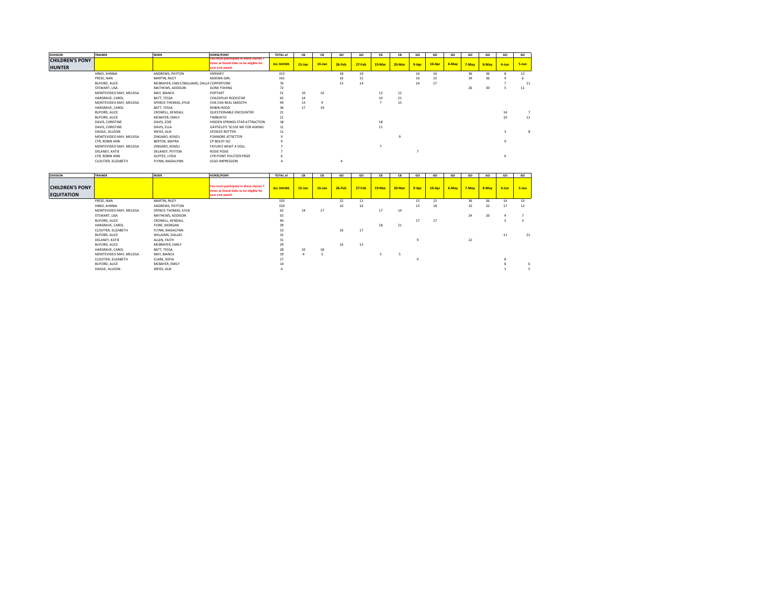| DIVISION | TRAINER | RIDER | HORSE/PONY | TOTAL of | CB | CB | GO | GO | CB | CB | GO | GO | GO | GO | GO | GO | GO |
|---|---|---|---|---|---|---|---|---|---|---|---|---|---|---|---|---|---|
| CHILDREN'S PONY HUNTER | | | You must participate in these classes 7 times at Grand Oaks to be eligible for year end award | ALL SHOWS | 15-Jan | 16-Jan | 26-Feb | 27-Feb | 19-Mar | 20-Mar | 9-Apr | 10-Apr | 6-May | 7-May | 8-May | 4-Jun | 5-Jun |
| | HINDI, AHNNA | ANDREWS, PAYTON | HERSHEY | 153 | | | 18 | 19 | | | 14 | 16 | | 36 | 30 | 8 | 12 |
| | FRESE, NAN | MARTIN, RILEY | MOEMA GIRL | 142 | | | 16 | 15 | | | 16 | 15 | | 34 | 36 | 4 | 6 |
| | BUFORD, ALICE | MCBRAYER, EMILY/WILLIAMS, DALLA | COPPERTONE | 76 | | | 13 | 14 | | | 14 | 17 | | | | 7 | 11 |
| | STEWART, LISA | MATHEWS, ADDISON | GONE FISHING | 72 | | | | | | | | | | 26 | 30 | 5 | 11 |
| | MONTEVIDEO MAY, MELISSA | MAY, BIANCA | POPTART | 51 | 10 | 16 | | | 13 | 12 | | | | | | | |
| | HARGRAVE, CAROL | BATT, TESSA | CHILDSPLAY ROCKSTAR | 45 | 14 | | | | 10 | 21 | | | | | | | |
| | MONTEVIDEO MAY, MELISSA | SPENCE-THOMAS, KYLIE | CHA CHA REAL SMOOTH | 44 | 13 | 9 | | | 7 | 15 | | | | | | | |
| | HARGRAVE, CAROL | BATT, TESSA | ROBIN HOOD | 36 | 17 | 19 | | | | | | | | | | | |
| | BUFORD, ALICE | CROWELL, KENDALL | QUESTIONABLE ENCOUNTER | 21 | | | | | | | | | | | | 14 | 7 |
| | BUFORD, ALICE | MCBAYER, EMILY | TIMBUKTO | 21 | | | | | | | | | | | | 10 | 11 |
| | DAVIS, CHRISTINE | DAVIS, ZOIE | HIDDEN SPRINGS STAR ATTRACTION | 18 | | | | | 18 | | | | | | | | |
| | DAVIS, CHRISTINE | DAVIS, ELLA | GAYFIELD'S 'SCUSE ME FOR ASKING | 11 | | | | | 11 | | | | | | | | |
| | DAIGLE, ALLISON | WEISS, ALIX | SPOILED ROTTEN | 11 | | | | | | | | | | | | 3 | 8 |
| | MONTEVIDEO MAY, MELISSA | ZINGARO, KENZLI | FOXMORE JETSETTER | 9 | | | | | | 9 | | | | | | | |
| | CYR, ROBIN ANN | BERTOK, MAYRA | CP BOLDY GO | 9 | | | | | | | | | | | | 9 | |
| | MONTEVIDEO MAY, MELISSA | ZINGARO, KENZLI | FAYLIN'S WHAT A DOLL | 7 | | | | | 7 | | | | | | | | |
| | DELANEY, KATIE | DELANEY, PEYTON | ROSIE POSIE | 7 | | | | | | | 7 | | | | | | |
| | CYR, ROBIN ANN | GUFFEE, LYDIA | CYR POINT PULITZER PRIZE | 6 | | | | | | | | | | | | 6 | |
| | CLOUTIER, ELIZABETH | FLYNN, MADALYNN | LEGO IMPRESSION | 4 | | | 4 | | | | | | | | | | |

| DIVISION | TRAINER | RIDER | HORSE/PONY | TOTAL of | CB | CB | GO | GO | CB | CB | GO | GO | GO | GO | GO | GO | GO |
|---|---|---|---|---|---|---|---|---|---|---|---|---|---|---|---|---|---|
| CHILDREN'S PONY EQUITATION | | | You must participate in these classes 7 times at Grand Oaks to be eligible for year end award | ALL SHOWS | 15-Jan | 16-Jan | 26-Feb | 27-Feb | 19-Mar | 20-Mar | 9-Apr | 10-Apr | 6-May | 7-May | 8-May | 4-Jun | 5-Jun |
| | FRESE, NAN | MARTIN, RILEY | | 150 | | | 15 | 11 | | | 15 | 13 | | 36 | 36 | 14 | 10 |
| | HINDI, AHNNA | ANDREWS, PAYTON | | 150 | | | 10 | 16 | | | 13 | 18 | | 32 | 32 | 17 | 12 |
| | MONTEVIDEO MAY, MELISSA | SPENCE-THOMAS, KYLIE | | 62 | 14 | 17 | | | 17 | 14 | | | | | | | |
| | STEWART, LISA | MATHEWS, ADDISON | | 55 | | | | | | | | | | 24 | 20 | 4 | 7 |
| | BUFORD, ALICE | CROWELL, KENDALL | | 40 | | | | | | | 17 | 17 | | | | 3 | 3 |
| | HARGRAVE, CAROL | FIORE, MORGAN | | 39 | | | | | 18 | 21 | | | | | | | |
| | CLOUTIER, ELIZABETH | FLYNN, MADALYNN | | 33 | | | 16 | 17 | | | | | | | | | |
| | BUFORD, ALICE | WILLAIMS, DALLAS | | 32 | | | | | | | | | | | | 11 | 21 |
| | DELANEY, KATIE | ALLEN, FAITH | | 31 | | | | | | | 9 | | | 22 | | | |
| | BUFORD, ALICE | MCBRAYER, EMILY | | 29 | | | 16 | 13 | | | | | | | | | |
| | HARGRAVE, CAROL | BATT, TESSA | | 28 | 10 | 18 | | | | | | | | | | | |
| | MONTEVIDEO MAY, MELISSA | MAY, BIANCA | | 19 | 4 | 5 | | | 5 | 5 | | | | | | | |
| | CLOUTIER, ELIZABETH | CLARK, SOFIA | | 17 | | | | | | | 9 | | | | | 8 | |
| | BUFORD, ALICE | MCBAYER, EMILY | | 14 | | | | | | | | | | | | 8 | 6 |
| | DAIGLE, ALLISON | WEISS, ALIX | | 6 | | | | | | | | | | | | 1 | 5 |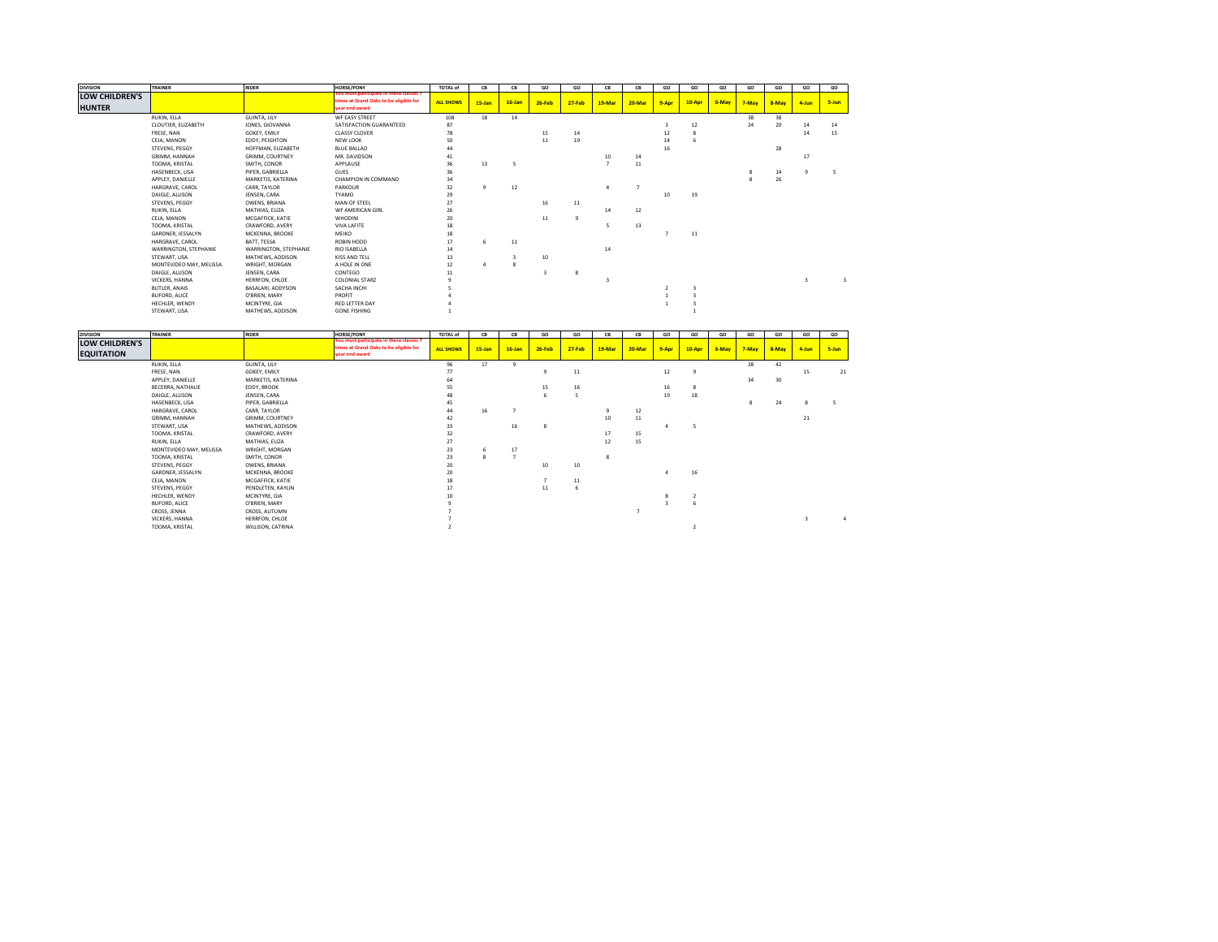| DIVISION | TRAINER | RIDER | HORSE/PONY | TOTAL of | CB | CB | GO | GO | CB | CB | GO | GO | GO | GO | GO | GO | GO |
|---|---|---|---|---|---|---|---|---|---|---|---|---|---|---|---|---|---|
| **LOW CHILDREN'S HUNTER** | | | You must participate in these classes 7 times at Grand Oaks to be eligible for year end award | **ALL SHOWS** | **15-Jan** | **16-Jan** | **26-Feb** | **27-Feb** | **19-Mar** | **20-Mar** | **9-Apr** | **10-Apr** | **6-May** | **7-May** | **8-May** | **4-Jun** | **5-Jun** |
| | RUKIN, ELLA | GUINTA, LILY | WF EASY STREET | 108 | 18 | 14 | | | | | | | | 38 | 38 | | |
| | CLOUTIER, ELIZABETH | JONES, GIOVANNA | SATISFACTION GUARANTEED | 87 | | | | | | | 3 | 12 | | 24 | 20 | 14 | 14 |
| | FRESE, NAN | GOKEY, EMILY | CLASSY CLOVER | 78 | | | 15 | 14 | | | 12 | 8 | | | | 14 | 15 |
| | CEJA, MANON | EDDY, PEIGHTON | NEW LOOK | 50 | | | 11 | 19 | | | 14 | 6 | | | | | |
| | STEVENS, PEGGY | HOFFMAN, ELIZABETH | BLUE BALLAD | 44 | | | | | | | 16 | | | | 28 | | |
| | GRIMM, HANNAH | GRIMM, COURTNEY | MR. DAVIDSON | 41 | | | | | 10 | 14 | | | | | | 17 | |
| | TOOMA, KRISTAL | SMITH, CONOR | APPLAUSE | 36 | 13 | 5 | | | 7 | 11 | | | | | | | |
| | HASENBECK, LISA | PIPER, GABRIELLA | GUES | 36 | | | | | | | | | | 8 | 14 | 9 | 5 |
| | APPLEY, DANIELLE | MARKETIS, KATERINA | CHAMPION IN COMMAND | 34 | | | | | | | | | | 8 | 26 | | |
| | HARGRAVE, CAROL | CARR, TAYLOR | PARKOUR | 32 | 9 | 12 | | | 4 | 7 | | | | | | | |
| | DAIGLE, ALLISON | JENSEN, CARA | TYAMO | 29 | | | | | | | 10 | 19 | | | | | |
| | STEVENS, PEGGY | OWENS, BRIANA | MAN OF STEEL | 27 | | | 16 | 11 | | | | | | | | | |
| | RUKIN, ELLA | MATHIAS, ELIZA | WF AMERICAN GIRL | 26 | | | | | 14 | 12 | | | | | | | |
| | CEJA, MANON | MCGAFFICK, KATIE | WHODINI | 20 | | | 11 | 9 | | | | | | | | | |
| | TOOMA, KRISTAL | CRAWFORD, AVERY | VIVA LAFITE | 18 | | | | | 5 | 13 | | | | | | | |
| | GARDNER, JESSALYN | MCKENNA, BROOKE | MEIKO | 18 | | | | | | | 7 | 11 | | | | | |
| | HARGRAVE, CAROL | BATT, TESSA | ROBIN HOOD | 17 | 6 | 11 | | | | | | | | | | | |
| | WARRINGTON, STEPHANIE | WARRINGTON, STEPHANIE | RIO ISABELLA | 14 | | | | | 14 | | | | | | | | |
| | STEWART, LISA | MATHEWS, ADDISON | KISS AND TELL | 13 | | 3 | 10 | | | | | | | | | | |
| | MONTEVIDEO MAY, MELISSA | WRIGHT, MORGAN | A HOLE IN ONE | 12 | 4 | 8 | | | | | | | | | | | |
| | DAIGLE, ALLISON | JENSEN, CARA | CONTEGO | 11 | | | 3 | 8 | | | | | | | | | |
| | VICKERS, HANNA | HERRFON, CHLOE | COLONIAL STARZ | 9 | | | | | 3 | | | | | | | 3 | 3 |
| | BUTLER, ANAIS | BASALARI, ADDYSON | SACHA INCHI | 5 | | | | | | | 2 | 3 | | | | | |
| | BUFORD, ALICE | O'BRIEN, MARY | PROFIT | 4 | | | | | | | 1 | 3 | | | | | |
| | HECHLER, WENDY | MCINTYRE, GIA | RED LETTER DAY | 4 | | | | | | | 1 | 3 | | | | | |
| | STEWART, LISA | MATHEWS, ADDISON | GONE FISHING | 1 | | | | | | | | 1 | | | | | |

| DIVISION | TRAINER | RIDER | HORSE/PONY | TOTAL of | CB | CB | GO | GO | CB | CB | GO | GO | GO | GO | GO | GO | GO |
|---|---|---|---|---|---|---|---|---|---|---|---|---|---|---|---|---|---|
| **LOW CHILDREN'S EQUITATION** | | | You must participate in these classes 7 times at Grand Oaks to be eligible for year end award | **ALL SHOWS** | **15-Jan** | **16-Jan** | **26-Feb** | **27-Feb** | **19-Mar** | **20-Mar** | **9-Apr** | **10-Apr** | **6-May** | **7-May** | **8-May** | **4-Jun** | **5-Jun** |
| | RUKIN, ELLA | GUINTA, LILY | | 96 | 17 | 9 | | | | | | | | 28 | 42 | | |
| | FRESE, NAN | GOKEY, EMILY | | 77 | | | 9 | 11 | | | 12 | 9 | | | | 15 | 21 |
| | APPLEY, DANIELLE | MARKETIS, KATERINA | | 64 | | | | | | | | | | 34 | 30 | | |
| | BECERRA, NATHALIE | EDDY, BROOK | | 55 | | | 15 | 16 | | | 16 | 8 | | | | | |
| | DAIGLE, ALLISON | JENSEN, CARA | | 48 | | | 6 | 5 | | | 19 | 18 | | | | | |
| | HASENBECK, LISA | PIPER, GABRIELLA | | 45 | | | | | | | | | | 8 | 24 | 8 | 5 |
| | HARGRAVE, CAROL | CARR, TAYLOR | | 44 | 16 | 7 | | | 9 | 12 | | | | | | | |
| | GRIMM, HANNAH | GRIMM, COURTNEY | | 42 | | | | | 10 | 11 | | | | | | 21 | |
| | STEWART, LISA | MATHEWS, ADDISON | | 33 | | 16 | 8 | | | | 4 | 5 | | | | | |
| | TOOMA, KRISTAL | CRAWFORD, AVERY | | 32 | | | | | 17 | 15 | | | | | | | |
| | RUKIN, ELLA | MATHIAS, ELIZA | | 27 | | | | | 12 | 15 | | | | | | | |
| | MONTEVIDEO MAY, MELISSA | WRIGHT, MORGAN | | 23 | 6 | 17 | | | | | | | | | | | |
| | TOOMA, KRISTAL | SMITH, CONOR | | 23 | 8 | 7 | | | 8 | | | | | | | | |
| | STEVENS, PEGGY | OWENS, BRIANA | | 20 | | | 10 | 10 | | | | | | | | | |
| | GARDNER, JESSALYN | MCKENNA, BROOKE | | 20 | | | | | | | 4 | 16 | | | | | |
| | CEJA, MANON | MCGAFFICK, KATIE | | 18 | | | 7 | 11 | | | | | | | | | |
| | STEVENS, PEGGY | PENDLETEN, KAYLIN | | 17 | | | 11 | 6 | | | | | | | | | |
| | HECHLER, WENDY | MCINTYRE, GIA | | 10 | | | | | | | 8 | 2 | | | | | |
| | BUFORD, ALICE | O'BRIEN, MARY | | 9 | | | | | | | 3 | 6 | | | | | |
| | CROSS, JENNA | CROSS, AUTUMN | | 7 | | | | | | 7 | | | | | | | |
| | VICKERS, HANNA | HERRFON, CHLOE | | 7 | | | | | | | | | | | | 3 | 4 |
| | TOOMA, KRISTAL | WILLISON, CATRINA | | 2 | | | | | | | | 2 | | | | | |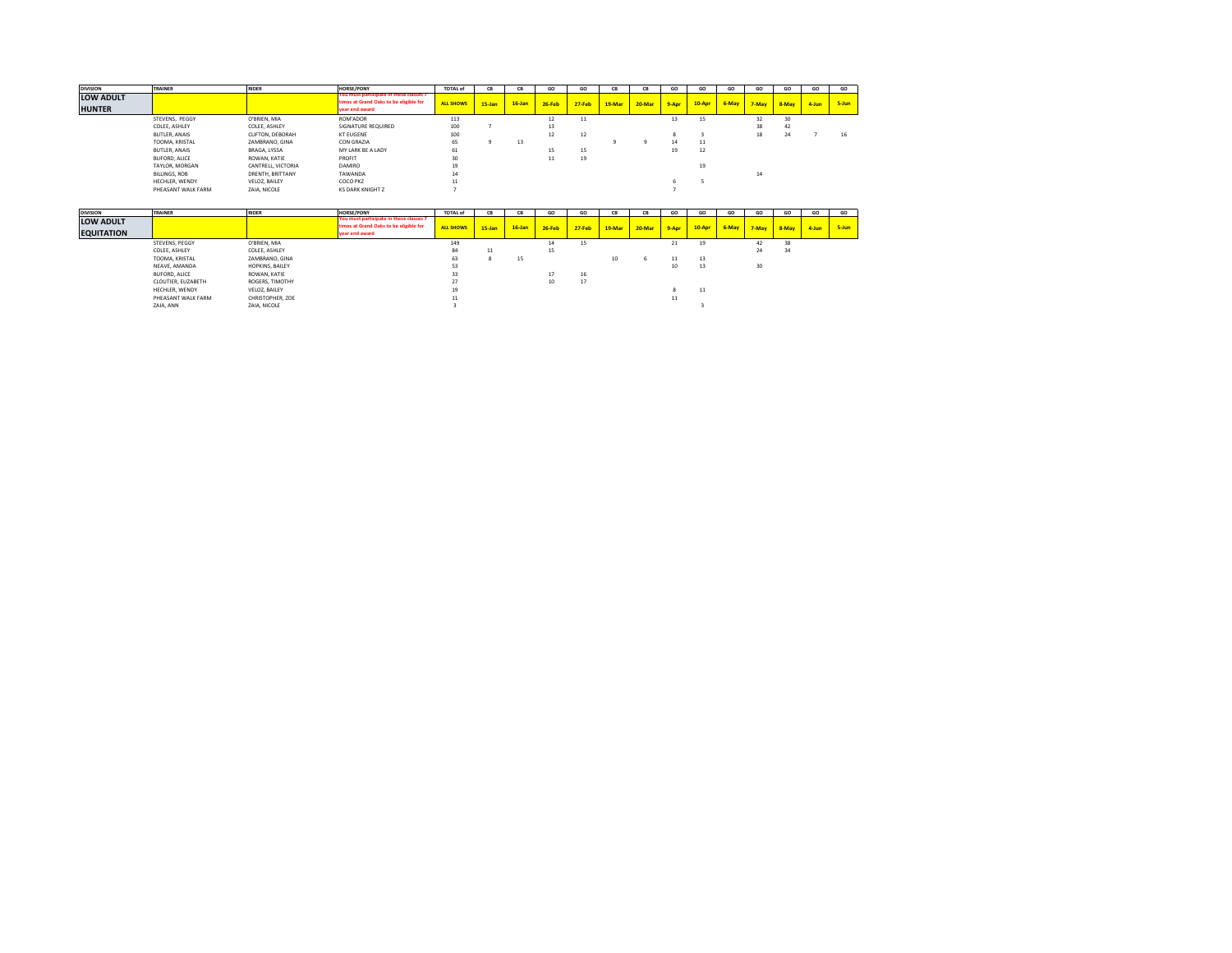| DIVISION | TRAINER | RIDER | HORSE/PONY | TOTAL of | CB | CB | GO | GO | CB | CB | GO | GO | GO | GO | GO | GO | GO |
|---|---|---|---|---|---|---|---|---|---|---|---|---|---|---|---|---|---|
| **LOW ADULT HUNTER** | | | You must participate in these classes 7 times at Grand Oaks to be eligible for year end award | ALL SHOWS | 15-Jan | 16-Jan | 26-Feb | 27-Feb | 19-Mar | 20-Mar | 9-Apr | 10-Apr | 6-May | 7-May | 8-May | 4-Jun | 5-Jun |
| | STEVENS, PEGGY | O'BRIEN, MIA | ROM'ADOR | 113 | | | 12 | 11 | | | 13 | 15 | | 32 | 30 | | |
| | COLEE, ASHLEY | COLEE, ASHLEY | SIGNATURE REQUIRED | 100 | 7 | | 13 | | | | | | | 38 | 42 | | |
| | BUTLER, ANAIS | CLIFTON, DEBORAH | KT EUGENE | 100 | | | 12 | 12 | | | 8 | 3 | | 18 | 24 | 7 | 16 |
| | TOOMA, KRISTAL | ZAMBRANO, GINA | CON GRAZIA | 65 | 9 | 13 | | | 9 | 9 | 14 | 11 | | | | | |
| | BUTLER, ANAIS | BRAGA, LYSSA | MY LARK BE A LADY | 61 | | | 15 | 15 | | | 19 | 12 | | | | | |
| | BUFORD, ALICE | ROWAN, KATIE | PROFIT | 30 | | | 11 | 19 | | | | | | | | | |
| | TAYLOR, MORGAN | CANTRELL, VICTORIA | DAMIRO | 19 | | | | | | | | 19 | | | | | |
| | BILLINGS, ROB | DRENTH, BRITTANY | TAWANDA | 14 | | | | | | | | | | 14 | | | |
| | HECHLER, WENDY | VELOZ, BAILEY | COCO PKZ | 11 | | | | | | | 6 | 5 | | | | | |
| | PHEASANT WALK FARM | ZAIA, NICOLE | KS DARK KNIGHT Z | 7 | | | | | | | 7 | | | | | | |

| DIVISION | TRAINER | RIDER | HORSE/PONY | TOTAL of | CB | CB | GO | GO | CB | CB | GO | GO | GO | GO | GO | GO | GO |
|---|---|---|---|---|---|---|---|---|---|---|---|---|---|---|---|---|---|
| **LOW ADULT EQUITATION** | | | You must participate in these classes 7 times at Grand Oaks to be eligible for year end award | ALL SHOWS | 15-Jan | 16-Jan | 26-Feb | 27-Feb | 19-Mar | 20-Mar | 9-Apr | 10-Apr | 6-May | 7-May | 8-May | 4-Jun | 5-Jun |
| | STEVENS, PEGGY | O'BRIEN, MIA | | 149 | | | 14 | 15 | | | 21 | 19 | | 42 | 38 | | |
| | COLEE, ASHLEY | COLEE, ASHLEY | | 84 | 11 | | 15 | | | | | | | 24 | 34 | | |
| | TOOMA, KRISTAL | ZAMBRANO, GINA | | 63 | 8 | 15 | | | 10 | 6 | 11 | 13 | | | | | |
| | NEAVE, AMANDA | HOPKINS, BAILEY | | 53 | | | | | | | 10 | 13 | | 30 | | | |
| | BUFORD, ALICE | ROWAN, KATIE | | 33 | | | 17 | 16 | | | | | | | | | |
| | CLOUTIER, ELIZABETH | ROGERS, TIMOTHY | | 27 | | | 10 | 17 | | | | | | | | | |
| | HECHLER, WENDY | VELOZ, BAILEY | | 19 | | | | | | | 8 | 11 | | | | | |
| | PHEASANT WALK FARM | CHRISTOPHER, ZOE | | 11 | | | | | | | 11 | | | | | | |
| | ZAIA, ANN | ZAIA, NICOLE | | 3 | | | | | | | | 3 | | | | | |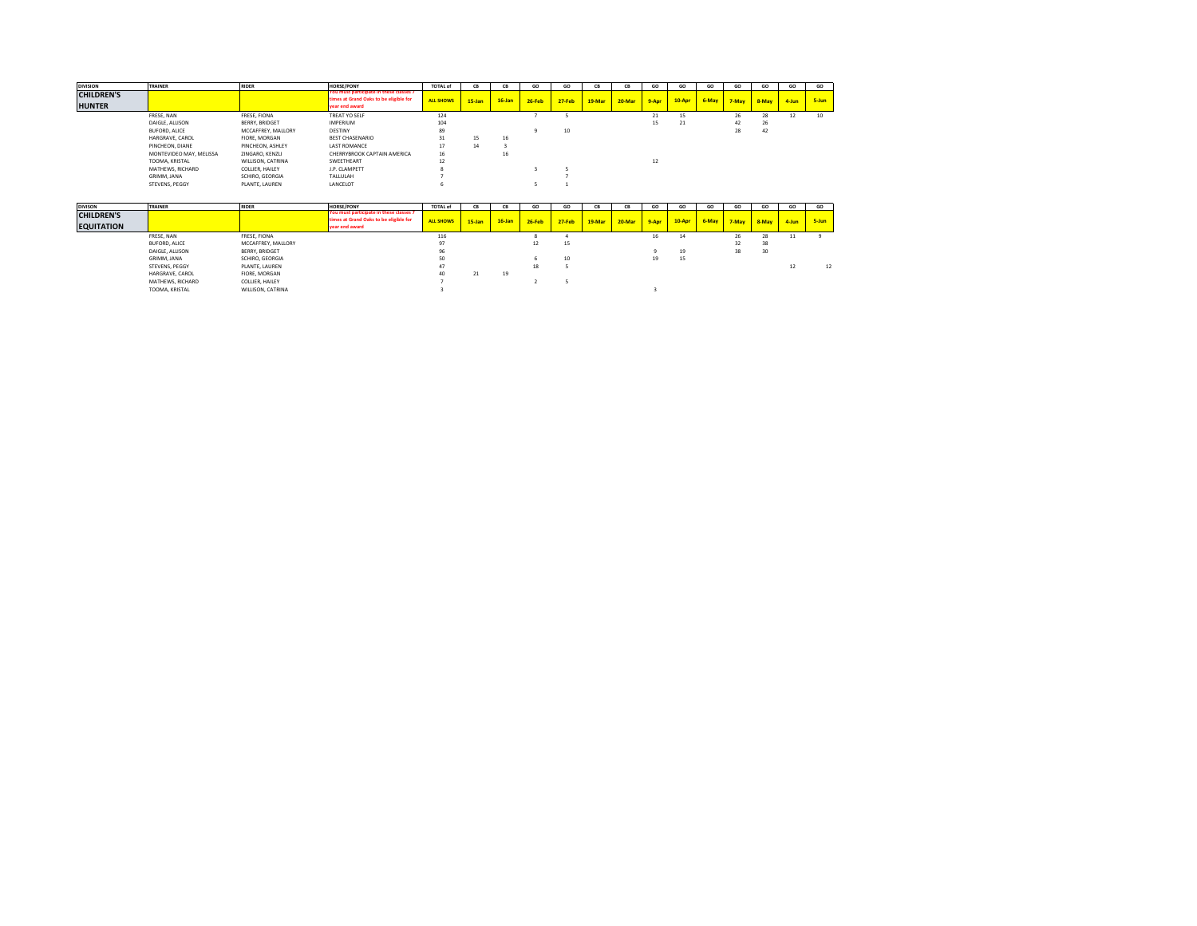| DIVISION | TRAINER | RIDER | HORSE/PONY | TOTAL of | CB | CB | GO | GO | CB | CB | GO | GO | GO | GO | GO | GO | GO |
|---|---|---|---|---|---|---|---|---|---|---|---|---|---|---|---|---|---|
| CHILDREN'S HUNTER | | | You must participate in these classes 7 times at Grand Oaks to be eligible for year end award | ALL SHOWS | 15-Jan | 16-Jan | 26-Feb | 27-Feb | 19-Mar | 20-Mar | 9-Apr | 10-Apr | 6-May | 7-May | 8-May | 4-Jun | 5-Jun |
| | FRESE, NAN | FRESE, FIONA | TREAT YO SELF | 124 | | | 7 | 5 | | | 21 | 15 | | 26 | 28 | 12 | 10 |
| | DAIGLE, ALLISON | BERRY, BRIDGET | IMPERIUM | 104 | | | | | | | 15 | 21 | | 42 | 26 | | |
| | BUFORD, ALICE | MCCAFFREY, MALLORY | DESTINY | 89 | | | 9 | 10 | | | | | | 28 | 42 | | |
| | HARGRAVE, CAROL | FIORE, MORGAN | BEST CHASENARIO | 31 | 15 | 16 | | | | | | | | | | | |
| | PINCHEON, DIANE | PINCHEON, ASHLEY | LAST ROMANCE | 17 | 14 | 3 | | | | | | | | | | | |
| | MONTEVIDEO MAY, MELISSA | ZINGARO, KENZLI | CHERRYBROOK CAPTAIN AMERICA | 16 | | 16 | | | | | | | | | | | |
| | TOOMA, KRISTAL | WILLISON, CATRINA | SWEETHEART | 12 | | | | | | | 12 | | | | | | |
| | MATHEWS, RICHARD | COLLIER, HAILEY | J.P. CLAMPETT | 8 | | | 3 | 5 | | | | | | | | | |
| | GRIMM, JANA | SCHIRO, GEORGIA | TALLULAH | 7 | | | | 7 | | | | | | | | | |
| | STEVENS, PEGGY | PLANTE, LAUREN | LANCELOT | 6 | | | 5 | 1 | | | | | | | | | |

| DIVISON | TRAINER | RIDER | HORSE/PONY | TOTAL of | CB | CB | GO | GO | CB | CB | GO | GO | GO | GO | GO | GO | GO |
|---|---|---|---|---|---|---|---|---|---|---|---|---|---|---|---|---|---|
| CHILDREN'S EQUITATION | | | You must participate in these classes 7 times at Grand Oaks to be eligible for year end award | ALL SHOWS | 15-Jan | 16-Jan | 26-Feb | 27-Feb | 19-Mar | 20-Mar | 9-Apr | 10-Apr | 6-May | 7-May | 8-May | 4-Jun | 5-Jun |
| | FRESE, NAN | FRESE, FIONA | | 116 | | | 8 | 4 | | | 16 | 14 | | 26 | 28 | 11 | 9 |
| | BUFORD, ALICE | MCCAFFREY, MALLORY | | 97 | | | 12 | 15 | | | | | | 32 | 38 | | |
| | DAIGLE, ALLISON | BERRY, BRIDGET | | 96 | | | | | | | 9 | 19 | | 38 | 30 | | |
| | GRIMM, JANA | SCHIRO, GEORGIA | | 50 | | | 6 | 10 | | | 19 | 15 | | | | | |
| | STEVENS, PEGGY | PLANTE, LAUREN | | 47 | | | 18 | 5 | | | | | | | | 12 | 12 |
| | HARGRAVE, CAROL | FIORE, MORGAN | | 40 | 21 | 19 | | | | | | | | | | | |
| | MATHEWS, RICHARD | COLLIER, HAILEY | | 7 | | | 2 | 5 | | | | | | | | | |
| | TOOMA, KRISTAL | WILLISON, CATRINA | | 3 | | | | | | | 3 | | | | | | |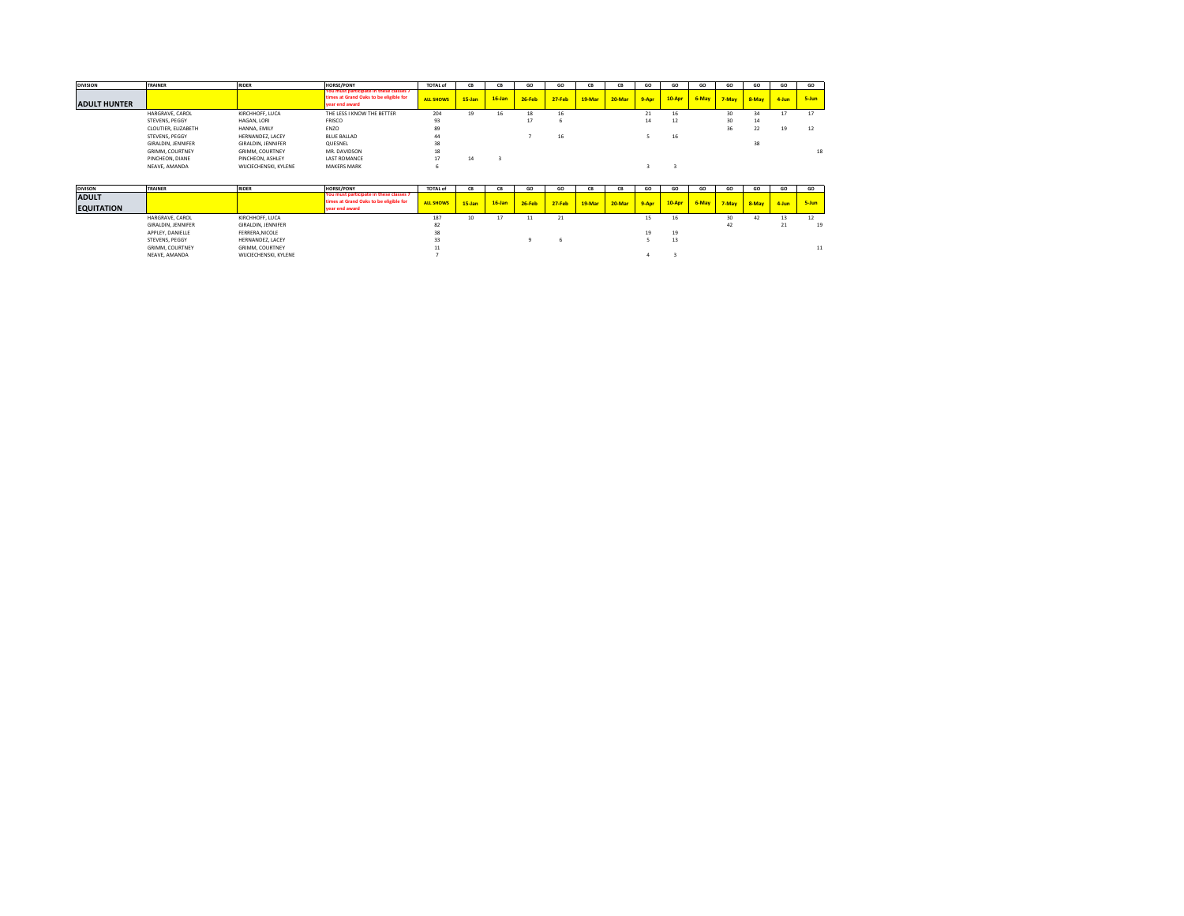| DIVISION | TRAINER | RIDER | HORSE/PONY | TOTAL of | CB | CB | GO | GO | CB | CB | GO | GO | GO | GO | GO | GO | GO |
|---|---|---|---|---|---|---|---|---|---|---|---|---|---|---|---|---|---|
| **ADULT HUNTER** | | | You must participate in these classes 7 times at Grand Oaks to be eligible for year end award | ALL SHOWS | 15-Jan | 16-Jan | 26-Feb | 27-Feb | 19-Mar | 20-Mar | 9-Apr | 10-Apr | 6-May | 7-May | 8-May | 4-Jun | 5-Jun |
| | HARGRAVE, CAROL | KIRCHHOFF, LUCA | THE LESS I KNOW THE BETTER | 204 | 19 | 16 | 18 | 16 | | | 21 | 16 | | 30 | 34 | 17 | 17 |
| | STEVENS, PEGGY | HAGAN, LORI | FRISCO | 93 | | | 17 | 6 | | | 14 | 12 | | 30 | 14 | | |
| | CLOUTIER, ELIZABETH | HANNA, EMILY | ENZO | 89 | | | | | | | | | | 36 | 22 | 19 | 12 |
| | STEVENS, PEGGY | HERNANDEZ, LACEY | BLUE BALLAD | 44 | | | 7 | 16 | | | 5 | 16 | | | | | |
| | GIRALDIN, JENNIFER | GIRALDIN, JENNIFER | QUESNEL | 38 | | | | | | | | | | | 38 | | |
| | GRIMM, COURTNEY | GRIMM, COURTNEY | MR. DAVIDSON | 18 | | | | | | | | | | | | | 18 |
| | PINCHEON, DIANE | PINCHEON, ASHLEY | LAST ROMANCE | 17 | 14 | 3 | | | | | | | | | | | |
| | NEAVE, AMANDA | WIJCIECHENSKI, KYLENE | MAKERS MARK | 6 | | | | | | | 3 | 3 | | | | | |

| DIVISON | TRAINER | RIDER | HORSE/PONY | TOTAL of | CB | CB | GO | GO | CB | CB | GO | GO | GO | GO | GO | GO | GO |
|---|---|---|---|---|---|---|---|---|---|---|---|---|---|---|---|---|---|
| **ADULT EQUITATION** | | | You must participate in these classes 7 times at Grand Oaks to be eligible for year end award | ALL SHOWS | 15-Jan | 16-Jan | 26-Feb | 27-Feb | 19-Mar | 20-Mar | 9-Apr | 10-Apr | 6-May | 7-May | 8-May | 4-Jun | 5-Jun |
| | HARGRAVE, CAROL | KIRCHHOFF, LUCA | | 187 | 10 | 17 | 11 | 21 | | | 15 | 16 | | 30 | 42 | 13 | 12 |
| | GIRALDIN, JENNIFER | GIRALDIN, JENNIFER | | 82 | | | | | | | | | | 42 | | 21 | 19 |
| | APPLEY, DANIELLE | FERRERA,NICOLE | | 38 | | | | | | | 19 | 19 | | | | | |
| | STEVENS, PEGGY | HERNANDEZ, LACEY | | 33 | | | 9 | 6 | | | 5 | 13 | | | | | |
| | GRIMM, COURTNEY | GRIMM, COURTNEY | | 11 | | | | | | | | | | | | | 11 |
| | NEAVE, AMANDA | WIJCIECHENSKI, KYLENE | | 7 | | | | | | | 4 | 3 | | | | | |